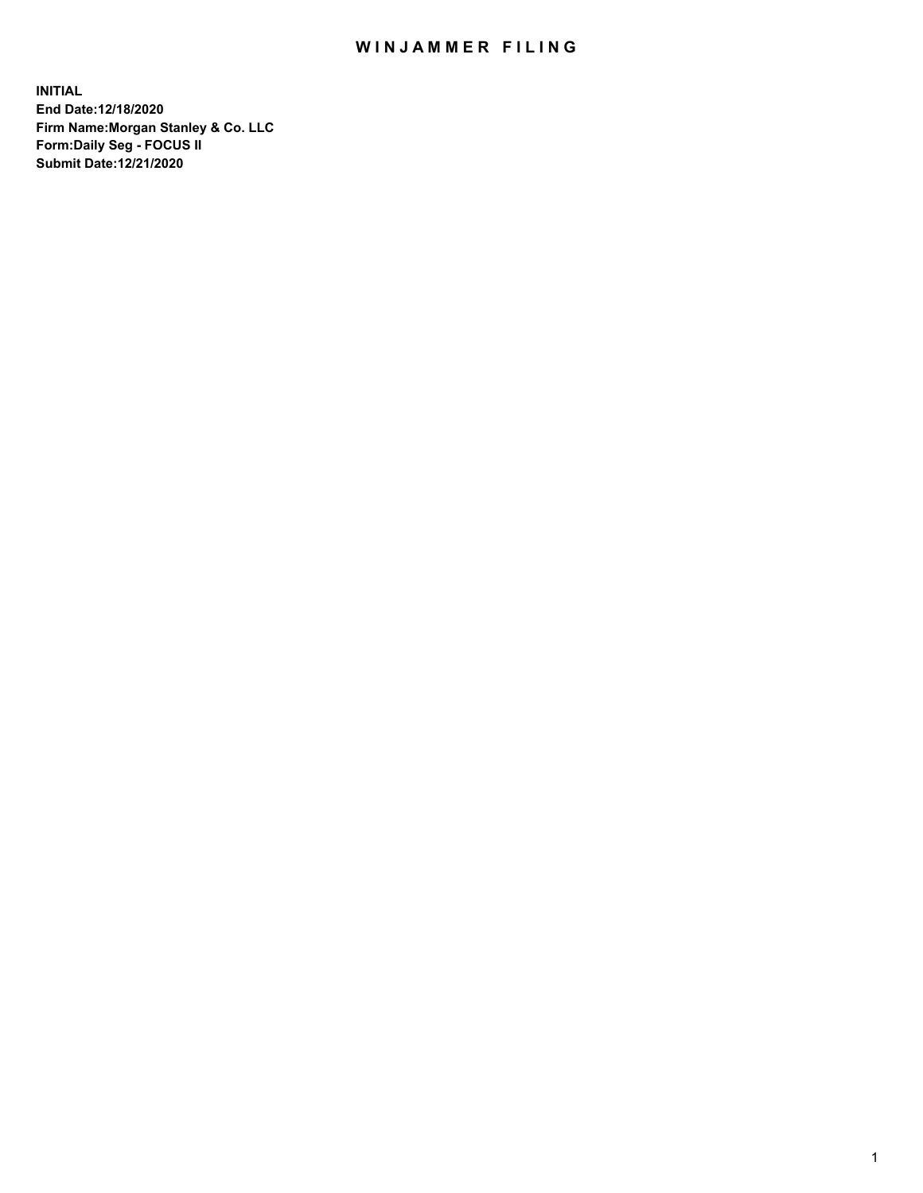# WINJAMMER FILING

**INITIAL**
**End Date:12/18/2020**
**Firm Name:Morgan Stanley & Co. LLC**
**Form:Daily Seg - FOCUS II**
**Submit Date:12/21/2020**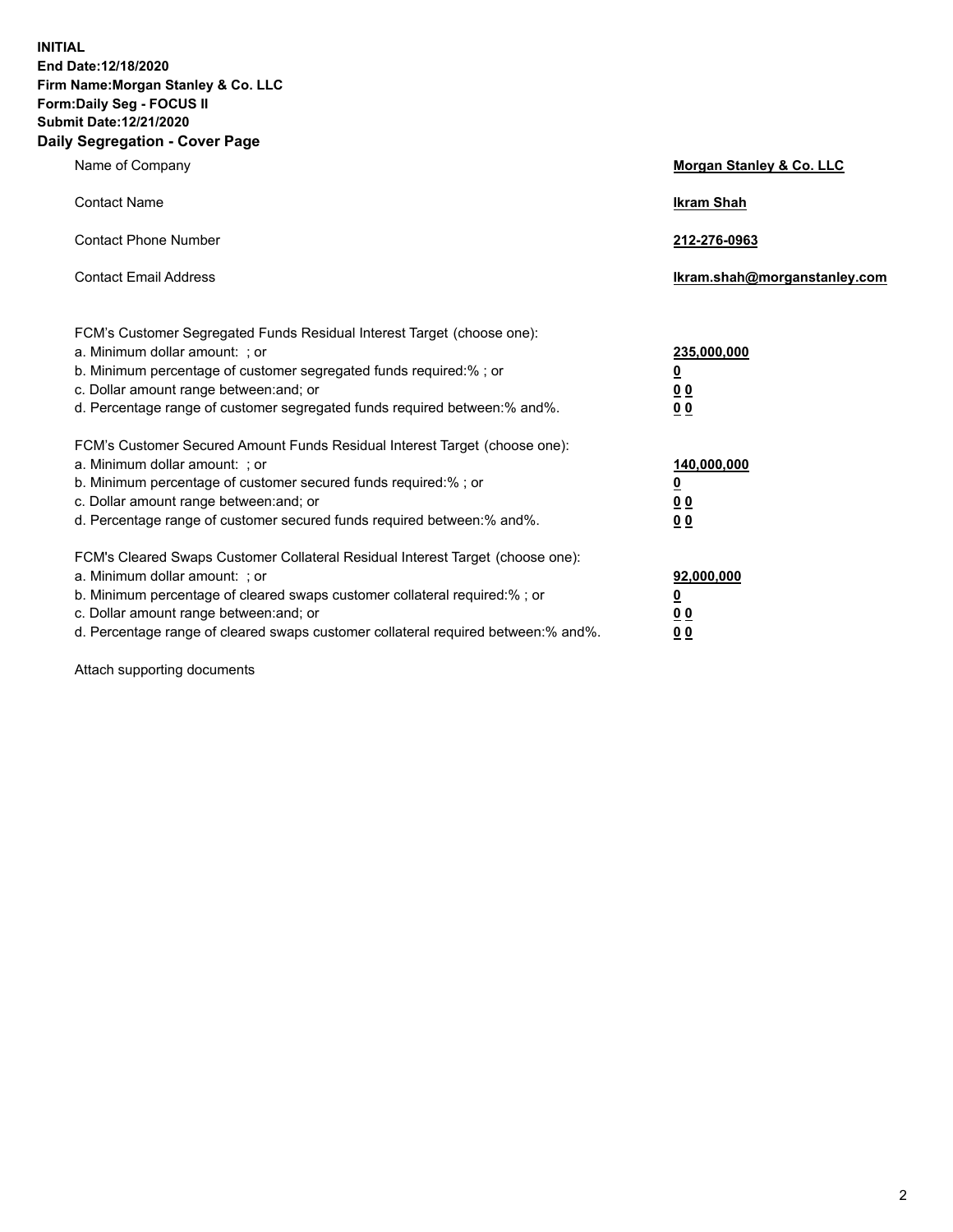**INITIAL**
**End Date:12/18/2020**
**Firm Name:Morgan Stanley & Co. LLC**
**Form:Daily Seg - FOCUS II**
**Submit Date:12/21/2020**

**Daily Segregation - Cover Page**

| | |
|---|---|
| Name of Company | **Morgan Stanley & Co. LLC** |
| Contact Name | **Ikram Shah** |
| Contact Phone Number | **212-276-0963** |
| Contact Email Address | **Ikram.shah@morganstanley.com** |

| | |
|---|---|
| FCM's Customer Segregated Funds Residual Interest Target (choose one): | |
| a. Minimum dollar amount: ; or | **235,000,000** |
| b. Minimum percentage of customer segregated funds required:% ; or | **0** |
| c. Dollar amount range between:and; or | **0 0** |
| d. Percentage range of customer segregated funds required between:% and%. | **0 0** |
| FCM's Customer Secured Amount Funds Residual Interest Target (choose one): | |
| a. Minimum dollar amount: ; or | **140,000,000** |
| b. Minimum percentage of customer secured funds required:% ; or | **0** |
| c. Dollar amount range between:and; or | **0 0** |
| d. Percentage range of customer secured funds required between:% and%. | **0 0** |
| FCM's Cleared Swaps Customer Collateral Residual Interest Target (choose one): | |
| a. Minimum dollar amount: ; or | **92,000,000** |
| b. Minimum percentage of cleared swaps customer collateral required:% ; or | **0** |
| c. Dollar amount range between:and; or | **0 0** |
| d. Percentage range of cleared swaps customer collateral required between:% and%. | **0 0** |

Attach supporting documents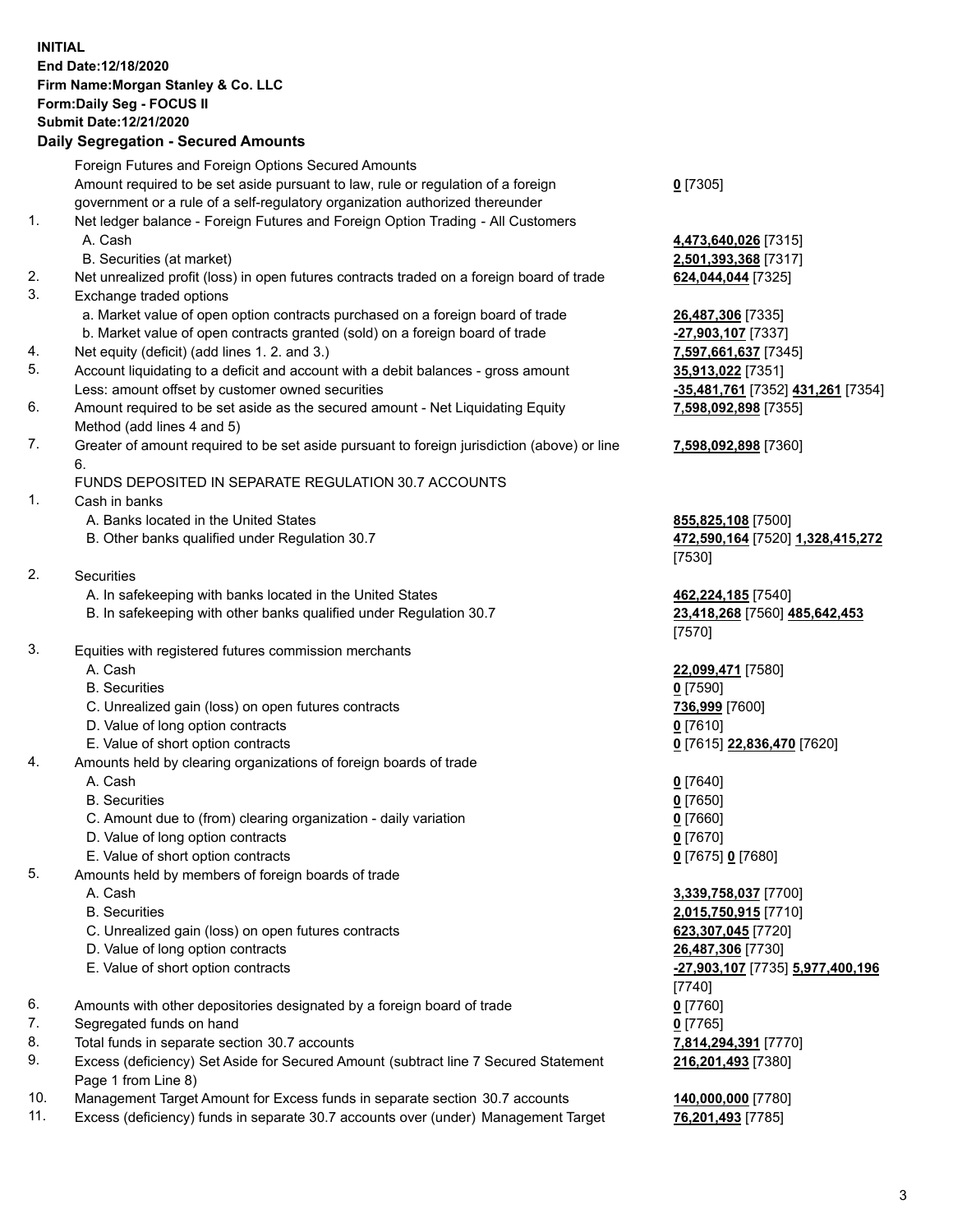**INITIAL**
**End Date:12/18/2020**
**Firm Name:Morgan Stanley & Co. LLC**
**Form:Daily Seg - FOCUS II**
**Submit Date:12/21/2020**

## Daily Segregation - Secured Amounts

| | | |
|---|---|---|
| | Foreign Futures and Foreign Options Secured Amounts | |
| | Amount required to be set aside pursuant to law, rule or regulation of a foreign government or a rule of a self-regulatory organization authorized thereunder | **0** [7305] |
| 1. | Net ledger balance - Foreign Futures and Foreign Option Trading - All Customers | |
| | A. Cash | **4,473,640,026** [7315] |
| | B. Securities (at market) | **2,501,393,368** [7317] |
| 2. | Net unrealized profit (loss) in open futures contracts traded on a foreign board of trade | **624,044,044** [7325] |
| 3. | Exchange traded options | |
| | a. Market value of open option contracts purchased on a foreign board of trade | **26,487,306** [7335] |
| | b. Market value of open contracts granted (sold) on a foreign board of trade | **-27,903,107** [7337] |
| 4. | Net equity (deficit) (add lines 1. 2. and 3.) | **7,597,661,637** [7345] |
| 5. | Account liquidating to a deficit and account with a debit balances - gross amount | **35,913,022** [7351] |
| | Less: amount offset by customer owned securities | **-35,481,761** [7352] **431,261** [7354] |
| 6. | Amount required to be set aside as the secured amount - Net Liquidating Equity Method (add lines 4 and 5) | **7,598,092,898** [7355] |
| 7. | Greater of amount required to be set aside pursuant to foreign jurisdiction (above) or line 6. | **7,598,092,898** [7360] |
| | FUNDS DEPOSITED IN SEPARATE REGULATION 30.7 ACCOUNTS | |
| 1. | Cash in banks | |
| | A. Banks located in the United States | **855,825,108** [7500] |
| | B. Other banks qualified under Regulation 30.7 | **472,590,164** [7520] **1,328,415,272** [7530] |
| 2. | Securities | |
| | A. In safekeeping with banks located in the United States | **462,224,185** [7540] |
| | B. In safekeeping with other banks qualified under Regulation 30.7 | **23,418,268** [7560] **485,642,453** [7570] |
| 3. | Equities with registered futures commission merchants | |
| | A. Cash | **22,099,471** [7580] |
| | B. Securities | **0** [7590] |
| | C. Unrealized gain (loss) on open futures contracts | **736,999** [7600] |
| | D. Value of long option contracts | **0** [7610] |
| | E. Value of short option contracts | **0** [7615] **22,836,470** [7620] |
| 4. | Amounts held by clearing organizations of foreign boards of trade | |
| | A. Cash | **0** [7640] |
| | B. Securities | **0** [7650] |
| | C. Amount due to (from) clearing organization - daily variation | **0** [7660] |
| | D. Value of long option contracts | **0** [7670] |
| | E. Value of short option contracts | **0** [7675] **0** [7680] |
| 5. | Amounts held by members of foreign boards of trade | |
| | A. Cash | **3,339,758,037** [7700] |
| | B. Securities | **2,015,750,915** [7710] |
| | C. Unrealized gain (loss) on open futures contracts | **623,307,045** [7720] |
| | D. Value of long option contracts | **26,487,306** [7730] |
| | E. Value of short option contracts | **-27,903,107** [7735] **5,977,400,196** [7740] |
| 6. | Amounts with other depositories designated by a foreign board of trade | **0** [7760] |
| 7. | Segregated funds on hand | **0** [7765] |
| 8. | Total funds in separate section 30.7 accounts | **7,814,294,391** [7770] |
| 9. | Excess (deficiency) Set Aside for Secured Amount (subtract line 7 Secured Statement Page 1 from Line 8) | **216,201,493** [7380] |
| 10. | Management Target Amount for Excess funds in separate section 30.7 accounts | **140,000,000** [7780] |
| 11. | Excess (deficiency) funds in separate 30.7 accounts over (under) Management Target | **76,201,493** [7785] |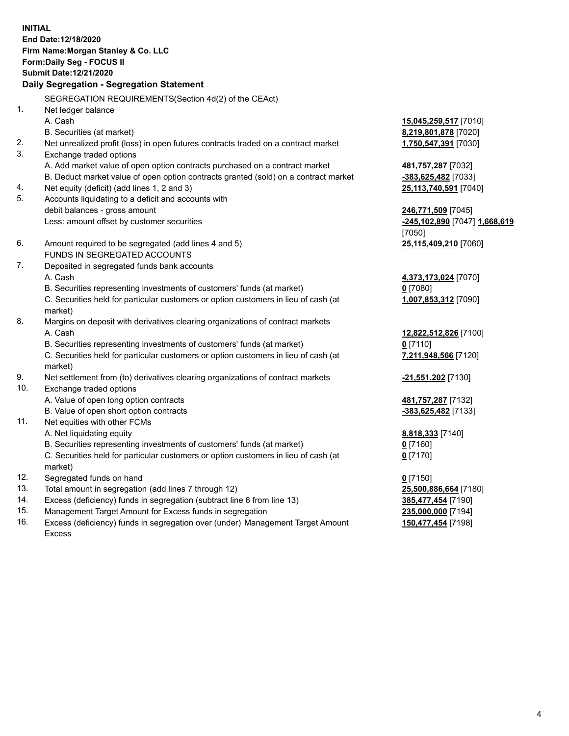**INITIAL**
**End Date:12/18/2020**
**Firm Name:Morgan Stanley & Co. LLC**
**Form:Daily Seg - FOCUS II**
**Submit Date:12/21/2020**

### Daily Segregation - Segregation Statement

| | | |
|---|---|---|
| | SEGREGATION REQUIREMENTS(Section 4d(2) of the CEAct) | |
| 1. | Net ledger balance | |
| | A. Cash | **15,045,259,517** [7010] |
| | B. Securities (at market) | **8,219,801,878** [7020] |
| 2. | Net unrealized profit (loss) in open futures contracts traded on a contract market | **1,750,547,391** [7030] |
| 3. | Exchange traded options | |
| | A. Add market value of open option contracts purchased on a contract market | **481,757,287** [7032] |
| | B. Deduct market value of open option contracts granted (sold) on a contract market | **-383,625,482** [7033] |
| 4. | Net equity (deficit) (add lines 1, 2 and 3) | **25,113,740,591** [7040] |
| 5. | Accounts liquidating to a deficit and accounts with debit balances - gross amount | **246,771,509** [7045] |
| | Less: amount offset by customer securities | **-245,102,890** [7047] **1,668,619** [7050] |
| 6. | Amount required to be segregated (add lines 4 and 5) | **25,115,409,210** [7060] |
| | FUNDS IN SEGREGATED ACCOUNTS | |
| 7. | Deposited in segregated funds bank accounts | |
| | A. Cash | **4,373,173,024** [7070] |
| | B. Securities representing investments of customers' funds (at market) | **0** [7080] |
| | C. Securities held for particular customers or option customers in lieu of cash (at market) | **1,007,853,312** [7090] |
| 8. | Margins on deposit with derivatives clearing organizations of contract markets | |
| | A. Cash | **12,822,512,826** [7100] |
| | B. Securities representing investments of customers' funds (at market) | **0** [7110] |
| | C. Securities held for particular customers or option customers in lieu of cash (at market) | **7,211,948,566** [7120] |
| 9. | Net settlement from (to) derivatives clearing organizations of contract markets | **-21,551,202** [7130] |
| 10. | Exchange traded options | |
| | A. Value of open long option contracts | **481,757,287** [7132] |
| | B. Value of open short option contracts | **-383,625,482** [7133] |
| 11. | Net equities with other FCMs | |
| | A. Net liquidating equity | **8,818,333** [7140] |
| | B. Securities representing investments of customers' funds (at market) | **0** [7160] |
| | C. Securities held for particular customers or option customers in lieu of cash (at market) | **0** [7170] |
| 12. | Segregated funds on hand | **0** [7150] |
| 13. | Total amount in segregation (add lines 7 through 12) | **25,500,886,664** [7180] |
| 14. | Excess (deficiency) funds in segregation (subtract line 6 from line 13) | **385,477,454** [7190] |
| 15. | Management Target Amount for Excess funds in segregation | **235,000,000** [7194] |
| 16. | Excess (deficiency) funds in segregation over (under) Management Target Amount Excess | **150,477,454** [7198] |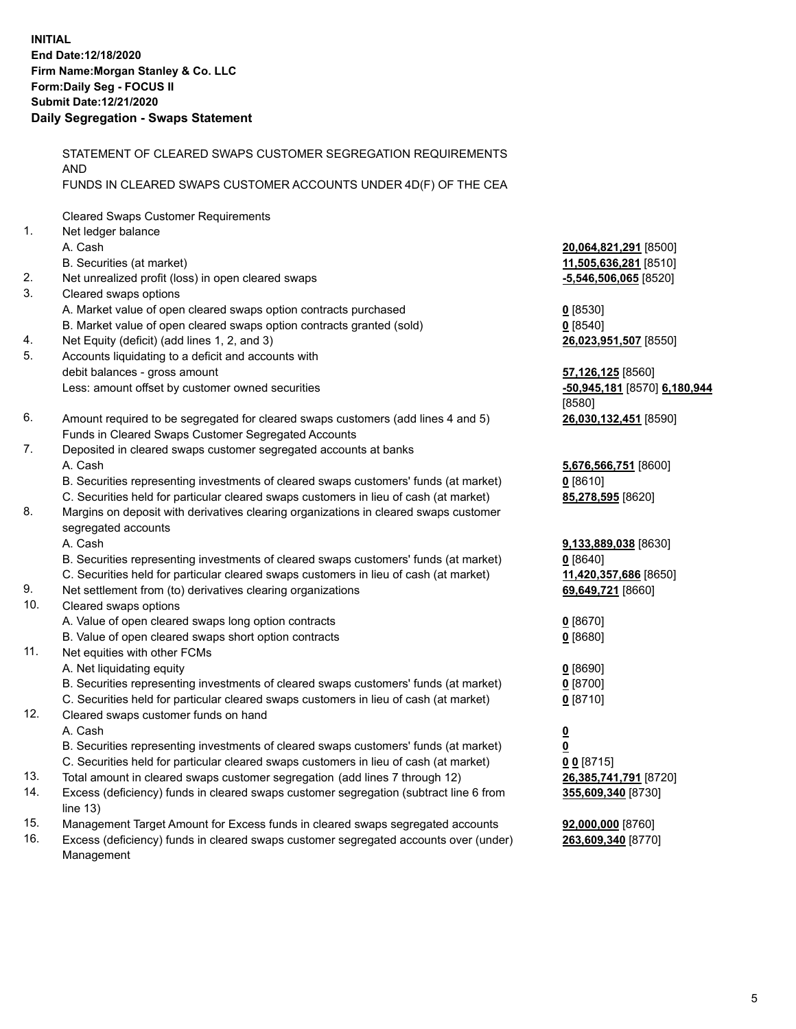**INITIAL**
**End Date:12/18/2020**
**Firm Name:Morgan Stanley & Co. LLC**
**Form:Daily Seg - FOCUS II**
**Submit Date:12/21/2020**
**Daily Segregation - Swaps Statement**

STATEMENT OF CLEARED SWAPS CUSTOMER SEGREGATION REQUIREMENTS AND
FUNDS IN CLEARED SWAPS CUSTOMER ACCOUNTS UNDER 4D(F) OF THE CEA

| | | |
|---|---|---|
| | Cleared Swaps Customer Requirements | |
| 1. | Net ledger balance | |
| | A. Cash | **20,064,821,291** [8500] |
| | B. Securities (at market) | **11,505,636,281** [8510] |
| 2. | Net unrealized profit (loss) in open cleared swaps | **-5,546,506,065** [8520] |
| 3. | Cleared swaps options | |
| | A. Market value of open cleared swaps option contracts purchased | **0** [8530] |
| | B. Market value of open cleared swaps option contracts granted (sold) | **0** [8540] |
| 4. | Net Equity (deficit) (add lines 1, 2, and 3) | **26,023,951,507** [8550] |
| 5. | Accounts liquidating to a deficit and accounts with debit balances - gross amount | **57,126,125** [8560] |
| | Less: amount offset by customer owned securities | **-50,945,181** [8570] **6,180,944** [8580] |
| 6. | Amount required to be segregated for cleared swaps customers (add lines 4 and 5) | **26,030,132,451** [8590] |
| | Funds in Cleared Swaps Customer Segregated Accounts | |
| 7. | Deposited in cleared swaps customer segregated accounts at banks | |
| | A. Cash | **5,676,566,751** [8600] |
| | B. Securities representing investments of cleared swaps customers' funds (at market) | **0** [8610] |
| | C. Securities held for particular cleared swaps customers in lieu of cash (at market) | **85,278,595** [8620] |
| 8. | Margins on deposit with derivatives clearing organizations in cleared swaps customer segregated accounts | |
| | A. Cash | **9,133,889,038** [8630] |
| | B. Securities representing investments of cleared swaps customers' funds (at market) | **0** [8640] |
| | C. Securities held for particular cleared swaps customers in lieu of cash (at market) | **11,420,357,686** [8650] |
| 9. | Net settlement from (to) derivatives clearing organizations | **69,649,721** [8660] |
| 10. | Cleared swaps options | |
| | A. Value of open cleared swaps long option contracts | **0** [8670] |
| | B. Value of open cleared swaps short option contracts | **0** [8680] |
| 11. | Net equities with other FCMs | |
| | A. Net liquidating equity | **0** [8690] |
| | B. Securities representing investments of cleared swaps customers' funds (at market) | **0** [8700] |
| | C. Securities held for particular cleared swaps customers in lieu of cash (at market) | **0** [8710] |
| 12. | Cleared swaps customer funds on hand | |
| | A. Cash | **0** |
| | B. Securities representing investments of cleared swaps customers' funds (at market) | **0** |
| | C. Securities held for particular cleared swaps customers in lieu of cash (at market) | **0** **0** [8715] |
| 13. | Total amount in cleared swaps customer segregation (add lines 7 through 12) | **26,385,741,791** [8720] |
| 14. | Excess (deficiency) funds in cleared swaps customer segregation (subtract line 6 from line 13) | **355,609,340** [8730] |
| 15. | Management Target Amount for Excess funds in cleared swaps segregated accounts | **92,000,000** [8760] |
| 16. | Excess (deficiency) funds in cleared swaps customer segregated accounts over (under) Management | **263,609,340** [8770] |